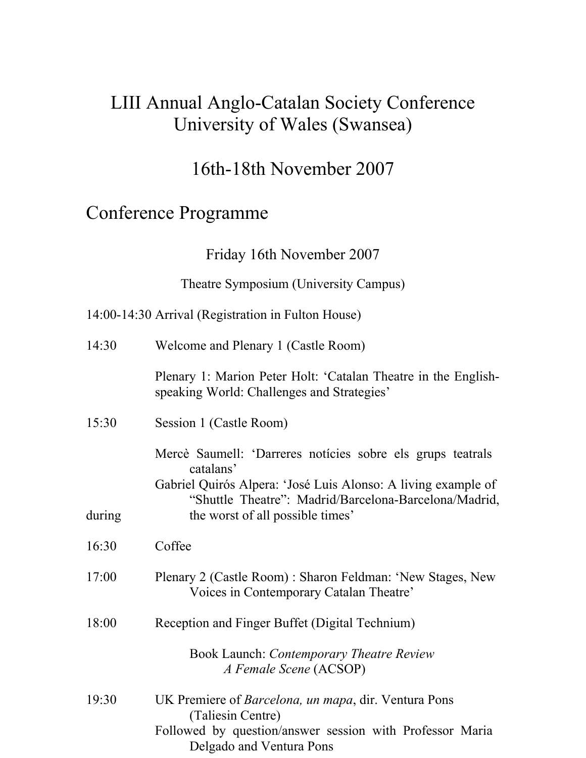# LIII Annual Anglo-Catalan Society Conference
# University of Wales (Swansea)

## 16th-18th November 2007

## Conference Programme

### Friday 16th November 2007

Theatre Symposium (University Campus)

14:00-14:30 Arrival (Registration in Fulton House)

14:30 Welcome and Plenary 1 (Castle Room)

Plenary 1: Marion Peter Holt: 'Catalan Theatre in the English-speaking World: Challenges and Strategies'

15:30 Session 1 (Castle Room)

Mercè Saumell: 'Darreres notícies sobre els grups teatrals catalans'

Gabriel Quirós Alpera: 'José Luis Alonso: A living example of "Shuttle Theatre": Madrid/Barcelona-Barcelona/Madrid, during the worst of all possible times'

16:30 Coffee

17:00 Plenary 2 (Castle Room) : Sharon Feldman: 'New Stages, New Voices in Contemporary Catalan Theatre'

18:00 Reception and Finger Buffet (Digital Technium)

Book Launch: *Contemporary Theatre Review A Female Scene* (ACSOP)

19:30 UK Premiere of *Barcelona, un mapa*, dir. Ventura Pons (Taliesin Centre)

Followed by question/answer session with Professor Maria Delgado and Ventura Pons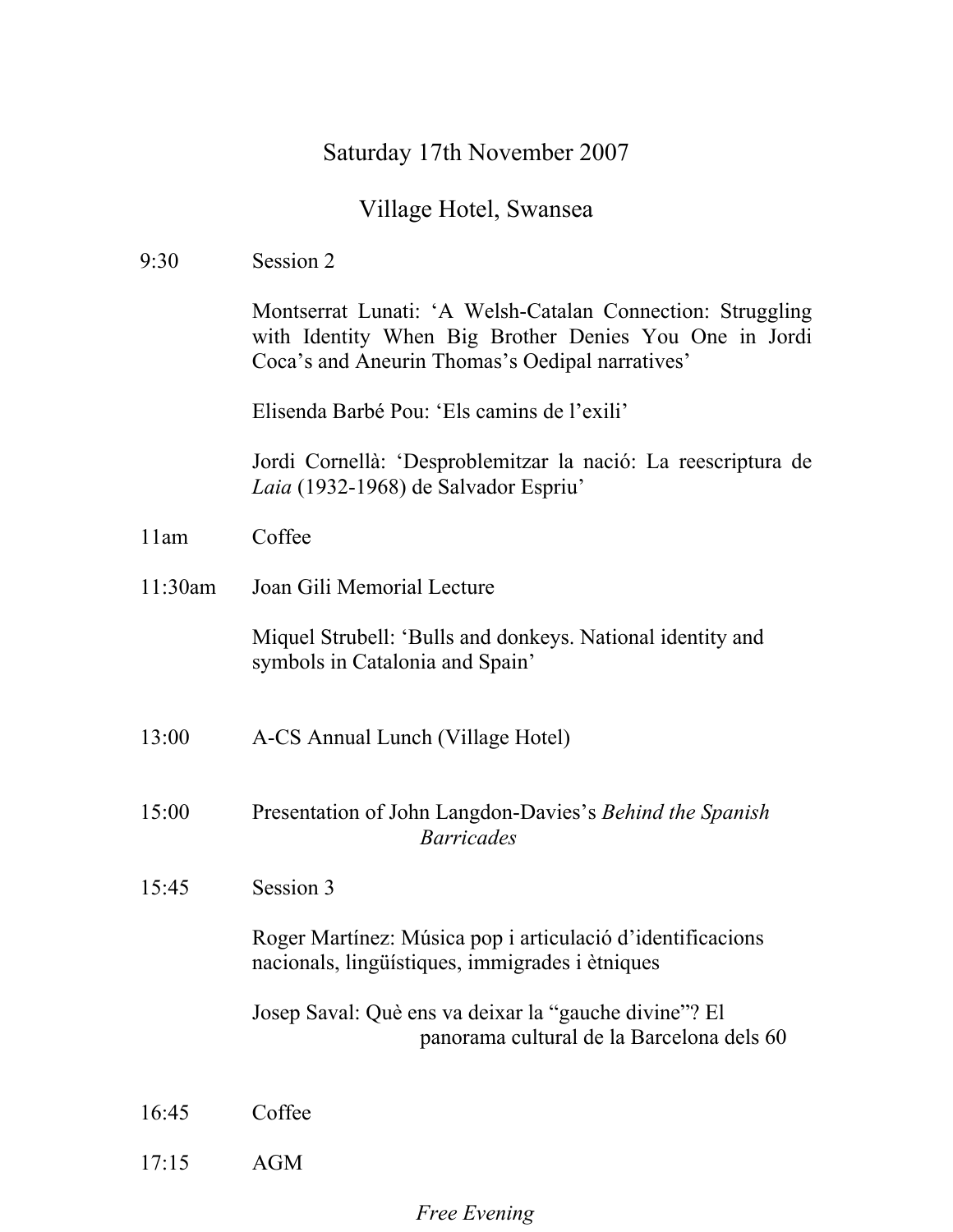## Saturday 17th November 2007

## Village Hotel, Swansea

9:30 Session 2

Montserrat Lunati: 'A Welsh-Catalan Connection: Struggling with Identity When Big Brother Denies You One in Jordi Coca's and Aneurin Thomas's Oedipal narratives'

Elisenda Barbé Pou: 'Els camins de l'exili'

Jordi Cornellà: 'Desproblemitzar la nació: La reescriptura de *Laia* (1932-1968) de Salvador Espriu'

11am Coffee

11:30am Joan Gili Memorial Lecture

Miquel Strubell: 'Bulls and donkeys. National identity and symbols in Catalonia and Spain'

13:00 A-CS Annual Lunch (Village Hotel)

15:00 Presentation of John Langdon-Davies's *Behind the Spanish Barricades*

15:45 Session 3

Roger Martínez: Música pop i articulació d'identificacions nacionals, lingüístiques, immigrades i ètniques

Josep Saval: Què ens va deixar la "gauche divine"? El panorama cultural de la Barcelona dels 60

16:45 Coffee

17:15 AGM

*Free Evening*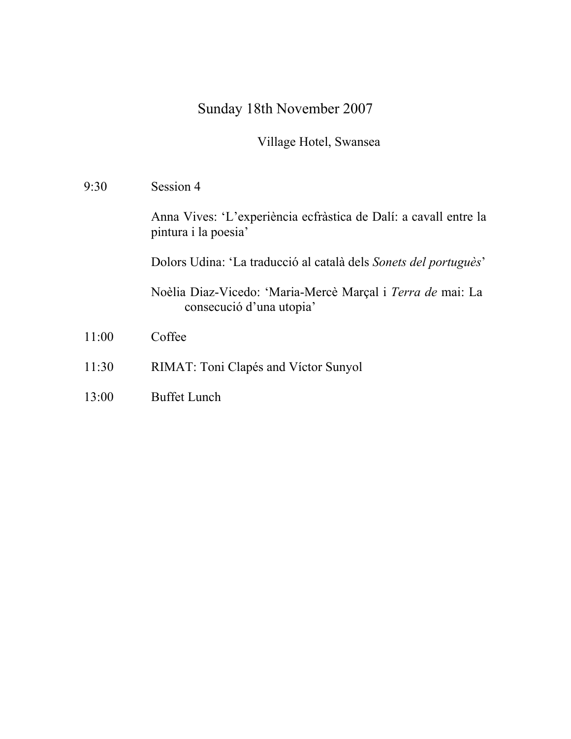# Sunday 18th November 2007

Village Hotel, Swansea

| | |
|---|---|
| 9:30 | Session 4 |
| | Anna Vives: 'L'experiència ecfràstica de Dalí: a cavall entre la pintura i la poesia' |
| | Dolors Udina: 'La traducció al català dels *Sonets del portuguès*' |
| | Noèlia Diaz-Vicedo: 'Maria-Mercè Marçal i *Terra de* mai: La consecució d'una utopia' |
| 11:00 | Coffee |
| 11:30 | RIMAT: Toni Clapés and Víctor Sunyol |
| 13:00 | Buffet Lunch |